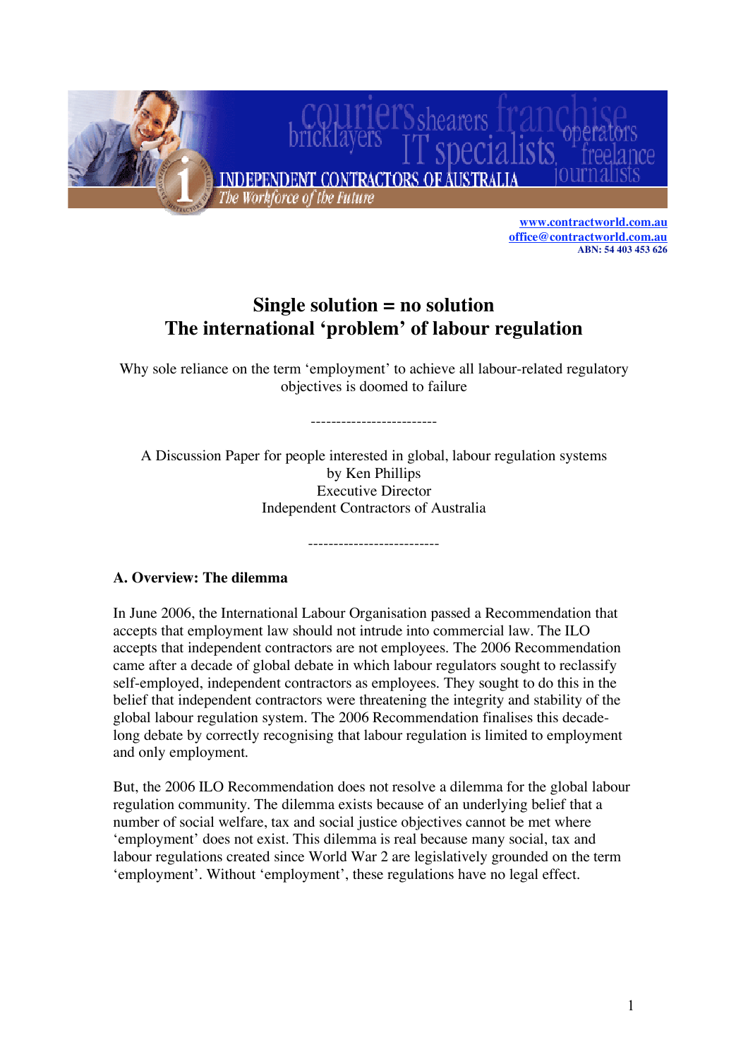www.contractworld.com.au
office@contractworld.com.au
ABN: 54 403 453 626

# Single solution = no solution
# The international 'problem' of labour regulation

Why sole reliance on the term 'employment' to achieve all labour-related regulatory objectives is doomed to failure

-------------------------

A Discussion Paper for people interested in global, labour regulation systems
by Ken Phillips
Executive Director
Independent Contractors of Australia

--------------------------

## A. Overview: The dilemma

In June 2006, the International Labour Organisation passed a Recommendation that accepts that employment law should not intrude into commercial law. The ILO accepts that independent contractors are not employees. The 2006 Recommendation came after a decade of global debate in which labour regulators sought to reclassify self-employed, independent contractors as employees. They sought to do this in the belief that independent contractors were threatening the integrity and stability of the global labour regulation system. The 2006 Recommendation finalises this decade-long debate by correctly recognising that labour regulation is limited to employment and only employment.

But, the 2006 ILO Recommendation does not resolve a dilemma for the global labour regulation community. The dilemma exists because of an underlying belief that a number of social welfare, tax and social justice objectives cannot be met where 'employment' does not exist. This dilemma is real because many social, tax and labour regulations created since World War 2 are legislatively grounded on the term 'employment'. Without 'employment', these regulations have no legal effect.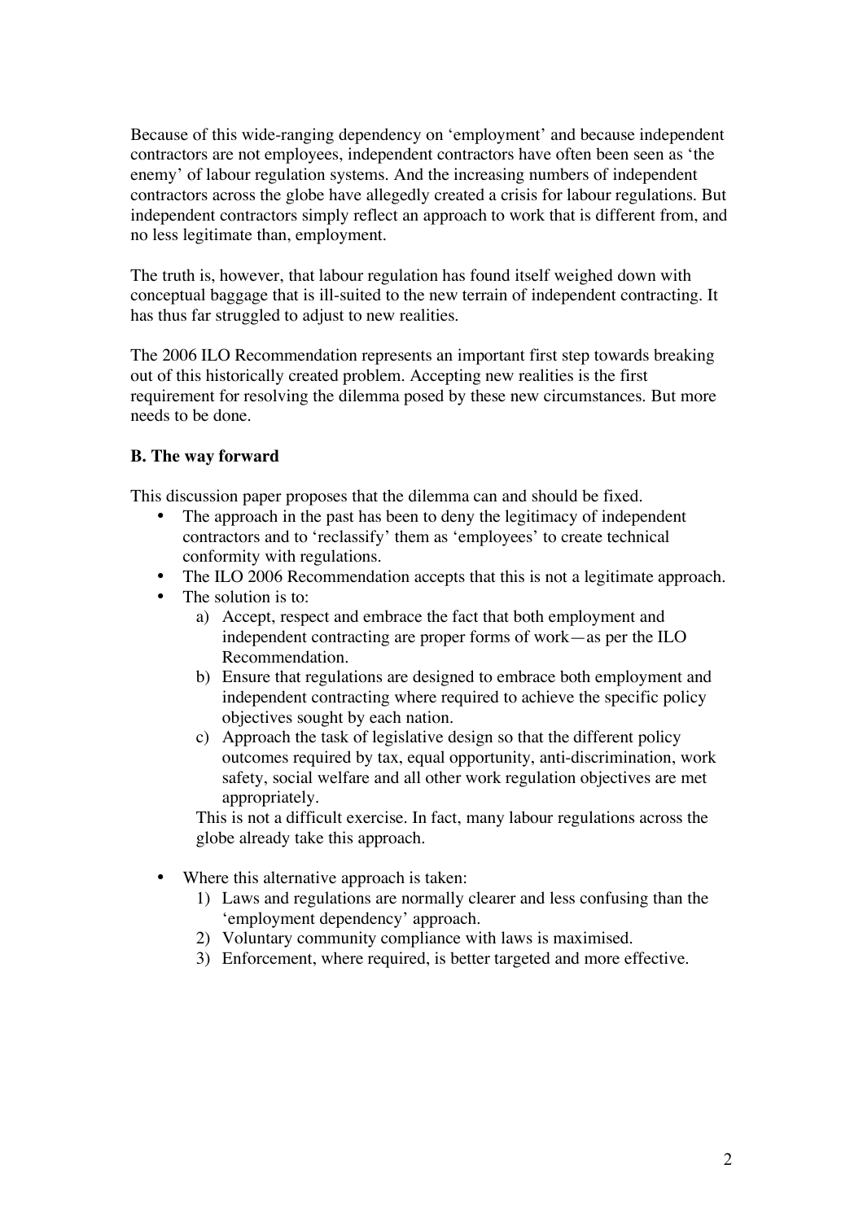Because of this wide-ranging dependency on 'employment' and because independent contractors are not employees, independent contractors have often been seen as 'the enemy' of labour regulation systems. And the increasing numbers of independent contractors across the globe have allegedly created a crisis for labour regulations. But independent contractors simply reflect an approach to work that is different from, and no less legitimate than, employment.

The truth is, however, that labour regulation has found itself weighed down with conceptual baggage that is ill-suited to the new terrain of independent contracting. It has thus far struggled to adjust to new realities.

The 2006 ILO Recommendation represents an important first step towards breaking out of this historically created problem. Accepting new realities is the first requirement for resolving the dilemma posed by these new circumstances. But more needs to be done.

**B. The way forward**

This discussion paper proposes that the dilemma can and should be fixed.

- The approach in the past has been to deny the legitimacy of independent contractors and to 'reclassify' them as 'employees' to create technical conformity with regulations.
- The ILO 2006 Recommendation accepts that this is not a legitimate approach.
- The solution is to:
  a) Accept, respect and embrace the fact that both employment and independent contracting are proper forms of work—as per the ILO Recommendation.
  b) Ensure that regulations are designed to embrace both employment and independent contracting where required to achieve the specific policy objectives sought by each nation.
  c) Approach the task of legislative design so that the different policy outcomes required by tax, equal opportunity, anti-discrimination, work safety, social welfare and all other work regulation objectives are met appropriately.

  This is not a difficult exercise. In fact, many labour regulations across the globe already take this approach.

- Where this alternative approach is taken:
  1) Laws and regulations are normally clearer and less confusing than the 'employment dependency' approach.
  2) Voluntary community compliance with laws is maximised.
  3) Enforcement, where required, is better targeted and more effective.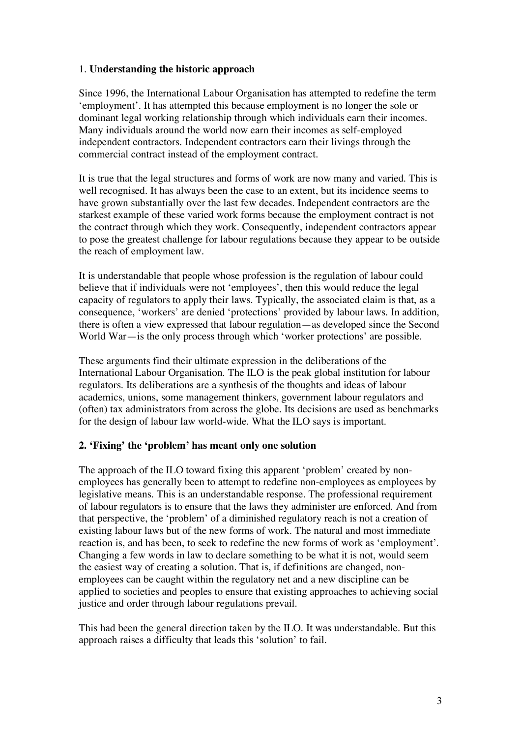## 1. **Understanding the historic approach**

Since 1996, the International Labour Organisation has attempted to redefine the term 'employment'. It has attempted this because employment is no longer the sole or dominant legal working relationship through which individuals earn their incomes. Many individuals around the world now earn their incomes as self-employed independent contractors. Independent contractors earn their livings through the commercial contract instead of the employment contract.

It is true that the legal structures and forms of work are now many and varied. This is well recognised. It has always been the case to an extent, but its incidence seems to have grown substantially over the last few decades. Independent contractors are the starkest example of these varied work forms because the employment contract is not the contract through which they work. Consequently, independent contractors appear to pose the greatest challenge for labour regulations because they appear to be outside the reach of employment law.

It is understandable that people whose profession is the regulation of labour could believe that if individuals were not 'employees', then this would reduce the legal capacity of regulators to apply their laws. Typically, the associated claim is that, as a consequence, 'workers' are denied 'protections' provided by labour laws. In addition, there is often a view expressed that labour regulation—as developed since the Second World War—is the only process through which 'worker protections' are possible.

These arguments find their ultimate expression in the deliberations of the International Labour Organisation. The ILO is the peak global institution for labour regulators. Its deliberations are a synthesis of the thoughts and ideas of labour academics, unions, some management thinkers, government labour regulators and (often) tax administrators from across the globe. Its decisions are used as benchmarks for the design of labour law world-wide. What the ILO says is important.

## 2. 'Fixing' the 'problem' has meant only one solution

The approach of the ILO toward fixing this apparent 'problem' created by non-employees has generally been to attempt to redefine non-employees as employees by legislative means. This is an understandable response. The professional requirement of labour regulators is to ensure that the laws they administer are enforced. And from that perspective, the 'problem' of a diminished regulatory reach is not a creation of existing labour laws but of the new forms of work. The natural and most immediate reaction is, and has been, to seek to redefine the new forms of work as 'employment'. Changing a few words in law to declare something to be what it is not, would seem the easiest way of creating a solution. That is, if definitions are changed, non-employees can be caught within the regulatory net and a new discipline can be applied to societies and peoples to ensure that existing approaches to achieving social justice and order through labour regulations prevail.

This had been the general direction taken by the ILO. It was understandable. But this approach raises a difficulty that leads this 'solution' to fail.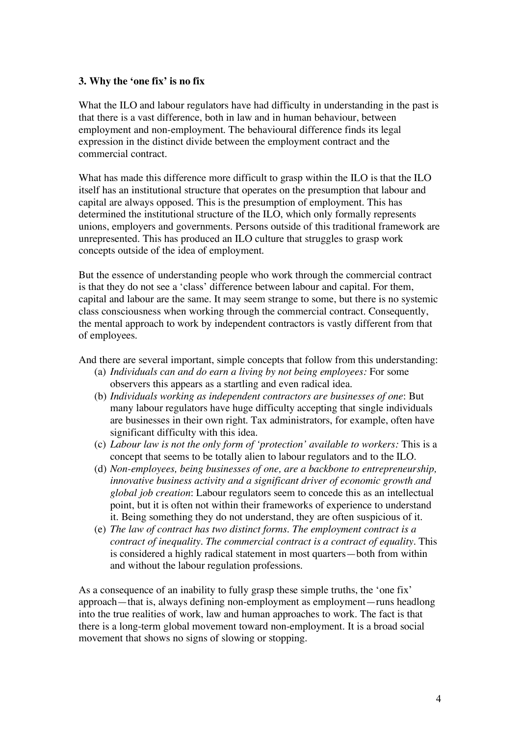### 3. Why the 'one fix' is no fix

What the ILO and labour regulators have had difficulty in understanding in the past is that there is a vast difference, both in law and in human behaviour, between employment and non-employment. The behavioural difference finds its legal expression in the distinct divide between the employment contract and the commercial contract.

What has made this difference more difficult to grasp within the ILO is that the ILO itself has an institutional structure that operates on the presumption that labour and capital are always opposed. This is the presumption of employment. This has determined the institutional structure of the ILO, which only formally represents unions, employers and governments. Persons outside of this traditional framework are unrepresented. This has produced an ILO culture that struggles to grasp work concepts outside of the idea of employment.

But the essence of understanding people who work through the commercial contract is that they do not see a 'class' difference between labour and capital. For them, capital and labour are the same. It may seem strange to some, but there is no systemic class consciousness when working through the commercial contract. Consequently, the mental approach to work by independent contractors is vastly different from that of employees.

And there are several important, simple concepts that follow from this understanding:

(a) *Individuals can and do earn a living by not being employees:* For some observers this appears as a startling and even radical idea.

(b) *Individuals working as independent contractors are businesses of one*: But many labour regulators have huge difficulty accepting that single individuals are businesses in their own right. Tax administrators, for example, often have significant difficulty with this idea.

(c) *Labour law is not the only form of 'protection' available to workers:* This is a concept that seems to be totally alien to labour regulators and to the ILO.

(d) *Non-employees, being businesses of one, are a backbone to entrepreneurship, innovative business activity and a significant driver of economic growth and global job creation*: Labour regulators seem to concede this as an intellectual point, but it is often not within their frameworks of experience to understand it. Being something they do not understand, they are often suspicious of it.

(e) *The law of contract has two distinct forms. The employment contract is a contract of inequality. The commercial contract is a contract of equality.* This is considered a highly radical statement in most quarters—both from within and without the labour regulation professions.

As a consequence of an inability to fully grasp these simple truths, the 'one fix' approach—that is, always defining non-employment as employment—runs headlong into the true realities of work, law and human approaches to work. The fact is that there is a long-term global movement toward non-employment. It is a broad social movement that shows no signs of slowing or stopping.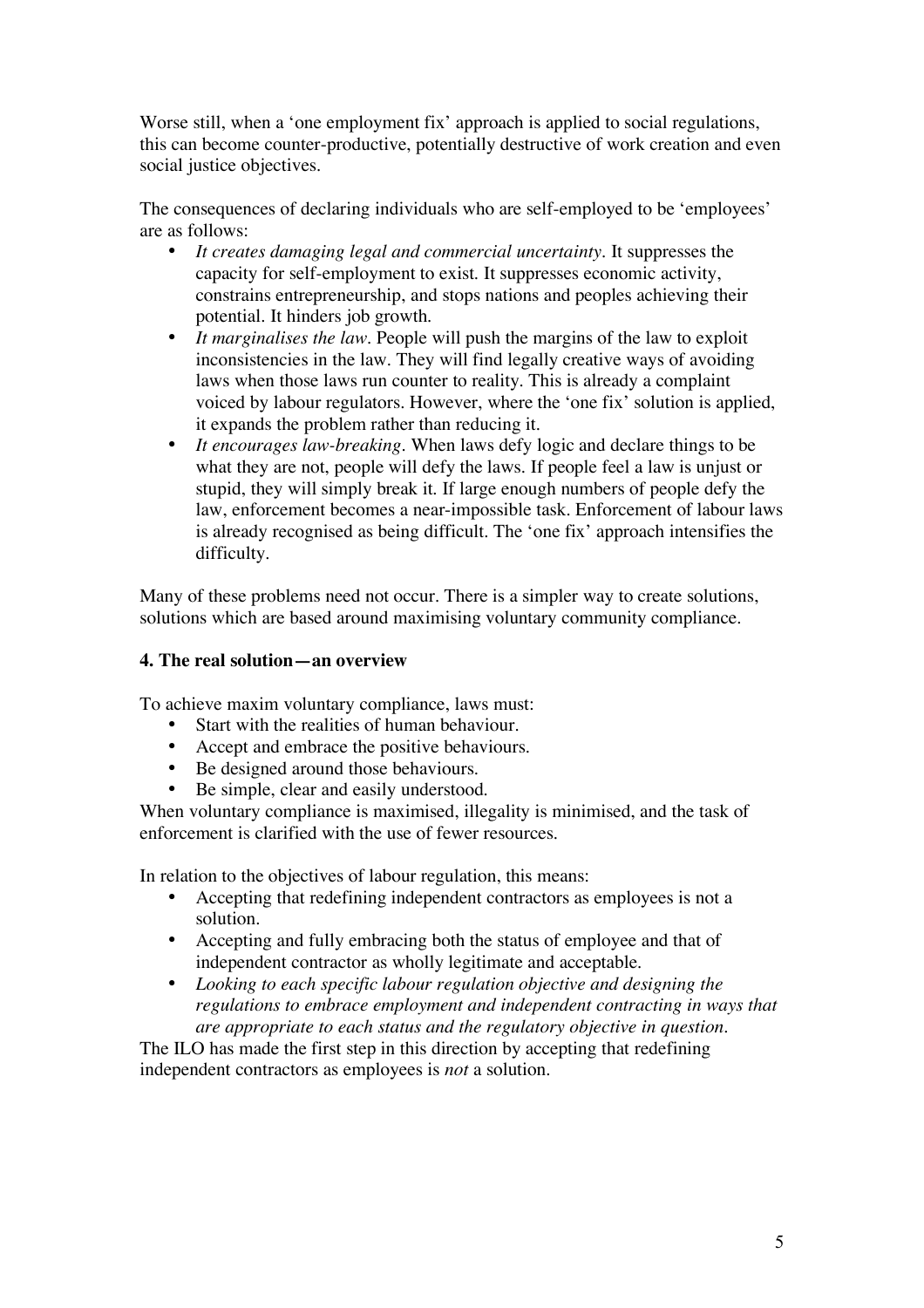Worse still, when a 'one employment fix' approach is applied to social regulations, this can become counter-productive, potentially destructive of work creation and even social justice objectives.

The consequences of declaring individuals who are self-employed to be 'employees' are as follows:

- *It creates damaging legal and commercial uncertainty*. It suppresses the capacity for self-employment to exist. It suppresses economic activity, constrains entrepreneurship, and stops nations and peoples achieving their potential. It hinders job growth.
- *It marginalises the law*. People will push the margins of the law to exploit inconsistencies in the law. They will find legally creative ways of avoiding laws when those laws run counter to reality. This is already a complaint voiced by labour regulators. However, where the 'one fix' solution is applied, it expands the problem rather than reducing it.
- *It encourages law-breaking*. When laws defy logic and declare things to be what they are not, people will defy the laws. If people feel a law is unjust or stupid, they will simply break it. If large enough numbers of people defy the law, enforcement becomes a near-impossible task. Enforcement of labour laws is already recognised as being difficult. The 'one fix' approach intensifies the difficulty.

Many of these problems need not occur. There is a simpler way to create solutions, solutions which are based around maximising voluntary community compliance.

### 4. The real solution—an overview

To achieve maxim voluntary compliance, laws must:

- Start with the realities of human behaviour.
- Accept and embrace the positive behaviours.
- Be designed around those behaviours.
- Be simple, clear and easily understood.

When voluntary compliance is maximised, illegality is minimised, and the task of enforcement is clarified with the use of fewer resources.

In relation to the objectives of labour regulation, this means:

- Accepting that redefining independent contractors as employees is not a solution.
- Accepting and fully embracing both the status of employee and that of independent contractor as wholly legitimate and acceptable.
- *Looking to each specific labour regulation objective and designing the regulations to embrace employment and independent contracting in ways that are appropriate to each status and the regulatory objective in question*.

The ILO has made the first step in this direction by accepting that redefining independent contractors as employees is *not* a solution.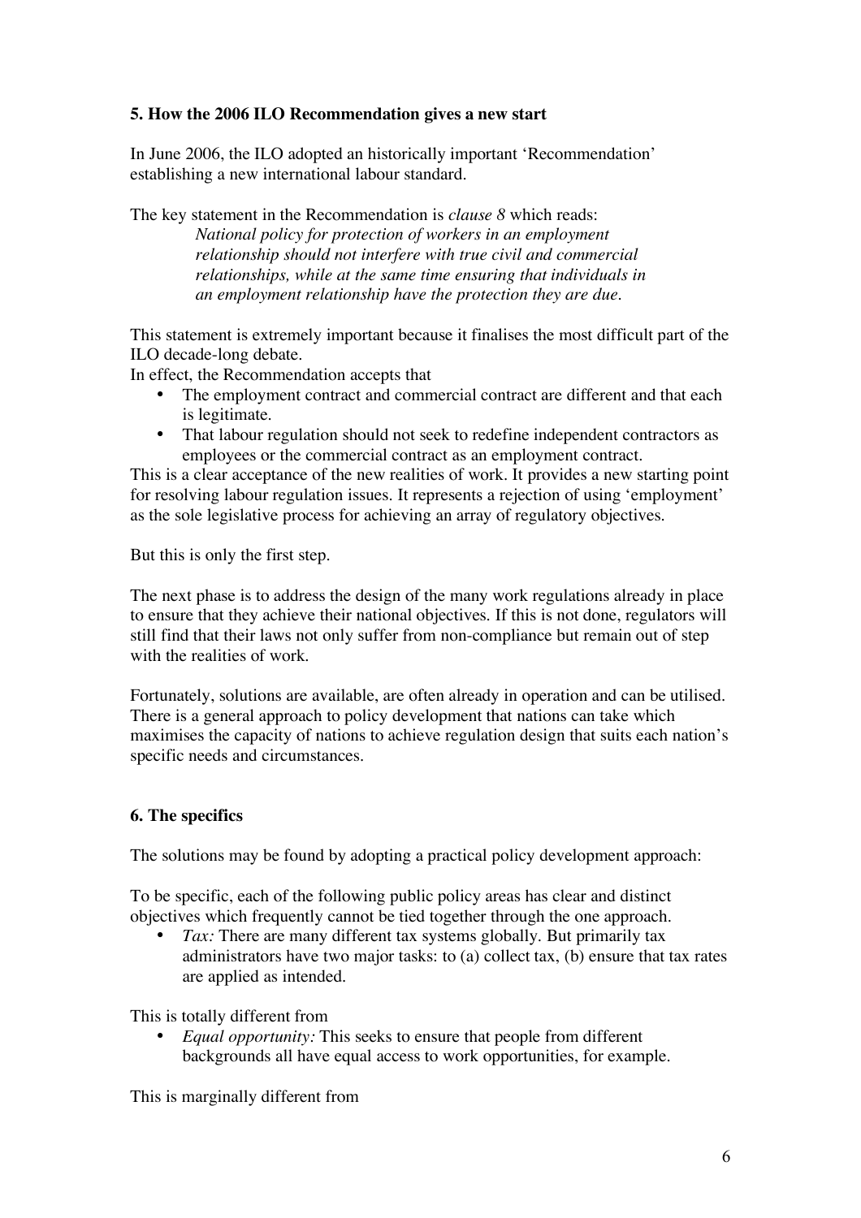## 5. How the 2006 ILO Recommendation gives a new start

In June 2006, the ILO adopted an historically important 'Recommendation' establishing a new international labour standard.

The key statement in the Recommendation is *clause 8* which reads:

> *National policy for protection of workers in an employment relationship should not interfere with true civil and commercial relationships, while at the same time ensuring that individuals in an employment relationship have the protection they are due.*

This statement is extremely important because it finalises the most difficult part of the ILO decade-long debate.

In effect, the Recommendation accepts that

- The employment contract and commercial contract are different and that each is legitimate.
- That labour regulation should not seek to redefine independent contractors as employees or the commercial contract as an employment contract.

This is a clear acceptance of the new realities of work. It provides a new starting point for resolving labour regulation issues. It represents a rejection of using 'employment' as the sole legislative process for achieving an array of regulatory objectives.

But this is only the first step.

The next phase is to address the design of the many work regulations already in place to ensure that they achieve their national objectives. If this is not done, regulators will still find that their laws not only suffer from non-compliance but remain out of step with the realities of work.

Fortunately, solutions are available, are often already in operation and can be utilised. There is a general approach to policy development that nations can take which maximises the capacity of nations to achieve regulation design that suits each nation's specific needs and circumstances.

## 6. The specifics

The solutions may be found by adopting a practical policy development approach:

To be specific, each of the following public policy areas has clear and distinct objectives which frequently cannot be tied together through the one approach.

- *Tax:* There are many different tax systems globally. But primarily tax administrators have two major tasks: to (a) collect tax, (b) ensure that tax rates are applied as intended.

This is totally different from

- *Equal opportunity:* This seeks to ensure that people from different backgrounds all have equal access to work opportunities, for example.

This is marginally different from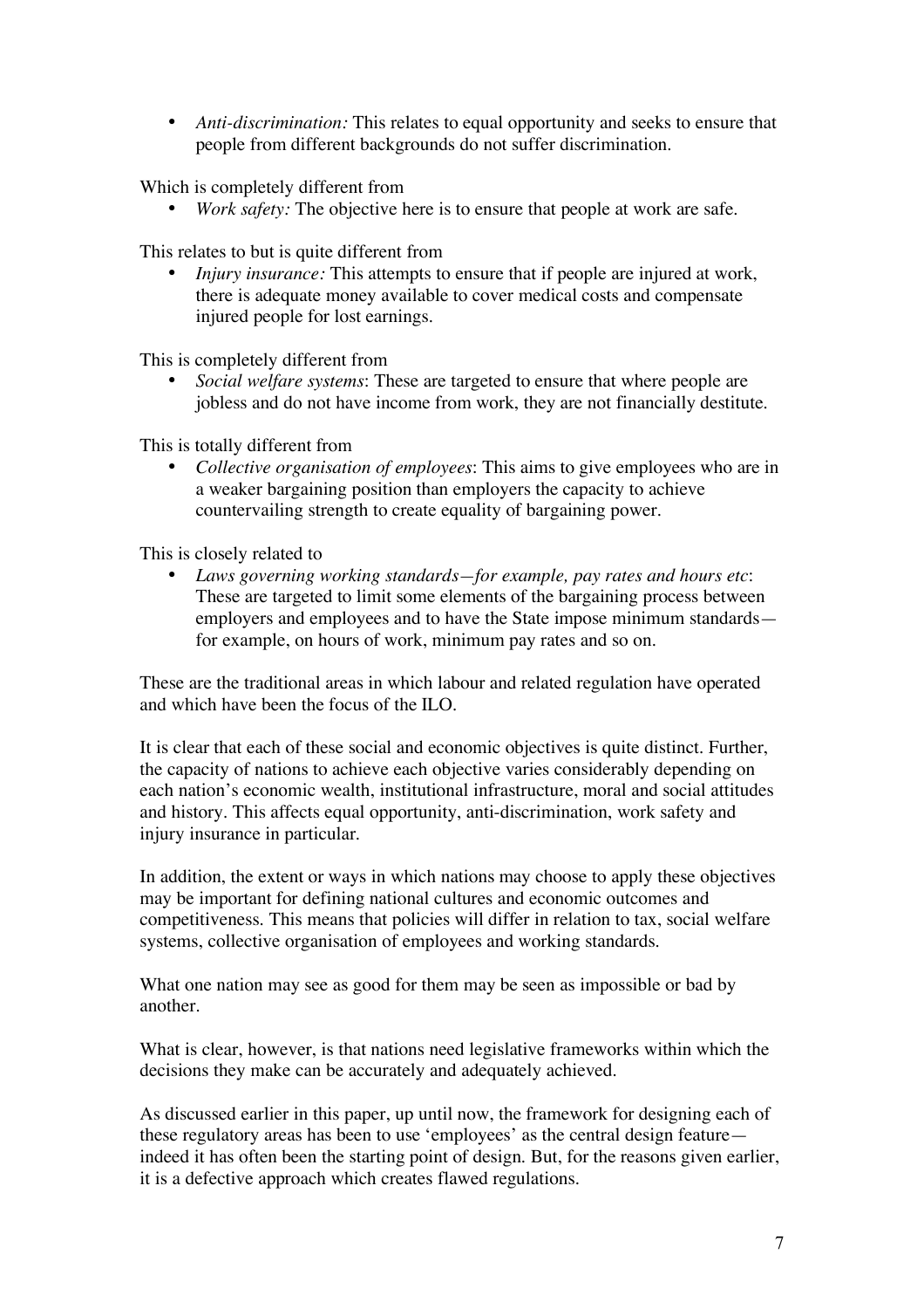- *Anti-discrimination:* This relates to equal opportunity and seeks to ensure that people from different backgrounds do not suffer discrimination.

Which is completely different from

- *Work safety:* The objective here is to ensure that people at work are safe.

This relates to but is quite different from

- *Injury insurance:* This attempts to ensure that if people are injured at work, there is adequate money available to cover medical costs and compensate injured people for lost earnings.

This is completely different from

- *Social welfare systems*: These are targeted to ensure that where people are jobless and do not have income from work, they are not financially destitute.

This is totally different from

- *Collective organisation of employees*: This aims to give employees who are in a weaker bargaining position than employers the capacity to achieve countervailing strength to create equality of bargaining power.

This is closely related to

- *Laws governing working standards—for example, pay rates and hours etc*: These are targeted to limit some elements of the bargaining process between employers and employees and to have the State impose minimum standards—for example, on hours of work, minimum pay rates and so on.

These are the traditional areas in which labour and related regulation have operated and which have been the focus of the ILO.

It is clear that each of these social and economic objectives is quite distinct. Further, the capacity of nations to achieve each objective varies considerably depending on each nation's economic wealth, institutional infrastructure, moral and social attitudes and history. This affects equal opportunity, anti-discrimination, work safety and injury insurance in particular.

In addition, the extent or ways in which nations may choose to apply these objectives may be important for defining national cultures and economic outcomes and competitiveness. This means that policies will differ in relation to tax, social welfare systems, collective organisation of employees and working standards.

What one nation may see as good for them may be seen as impossible or bad by another.

What is clear, however, is that nations need legislative frameworks within which the decisions they make can be accurately and adequately achieved.

As discussed earlier in this paper, up until now, the framework for designing each of these regulatory areas has been to use 'employees' as the central design feature—indeed it has often been the starting point of design. But, for the reasons given earlier, it is a defective approach which creates flawed regulations.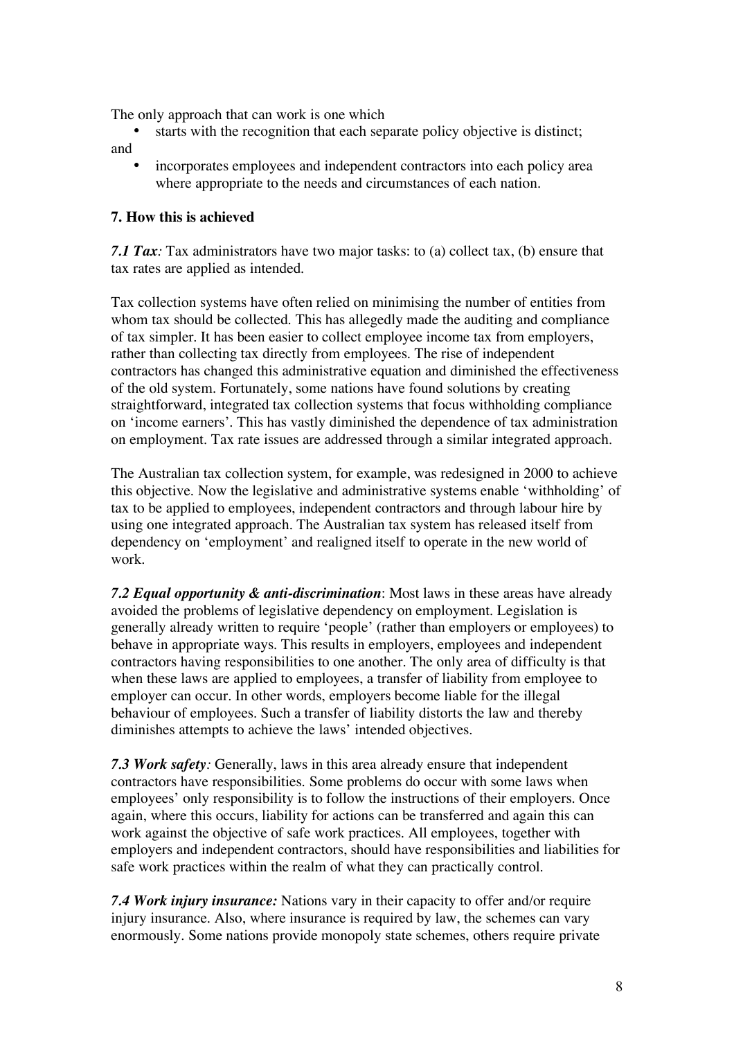The only approach that can work is one which

- starts with the recognition that each separate policy objective is distinct;

and

- incorporates employees and independent contractors into each policy area where appropriate to the needs and circumstances of each nation.

## 7. How this is achieved

***7.1 Tax****:* Tax administrators have two major tasks: to (a) collect tax, (b) ensure that tax rates are applied as intended.

Tax collection systems have often relied on minimising the number of entities from whom tax should be collected. This has allegedly made the auditing and compliance of tax simpler. It has been easier to collect employee income tax from employers, rather than collecting tax directly from employees. The rise of independent contractors has changed this administrative equation and diminished the effectiveness of the old system. Fortunately, some nations have found solutions by creating straightforward, integrated tax collection systems that focus withholding compliance on 'income earners'. This has vastly diminished the dependence of tax administration on employment. Tax rate issues are addressed through a similar integrated approach.

The Australian tax collection system, for example, was redesigned in 2000 to achieve this objective. Now the legislative and administrative systems enable 'withholding' of tax to be applied to employees, independent contractors and through labour hire by using one integrated approach. The Australian tax system has released itself from dependency on 'employment' and realigned itself to operate in the new world of work.

***7.2 Equal opportunity & anti-discrimination***: Most laws in these areas have already avoided the problems of legislative dependency on employment. Legislation is generally already written to require 'people' (rather than employers or employees) to behave in appropriate ways. This results in employers, employees and independent contractors having responsibilities to one another. The only area of difficulty is that when these laws are applied to employees, a transfer of liability from employee to employer can occur. In other words, employers become liable for the illegal behaviour of employees. Such a transfer of liability distorts the law and thereby diminishes attempts to achieve the laws' intended objectives.

***7.3 Work safety****:* Generally, laws in this area already ensure that independent contractors have responsibilities. Some problems do occur with some laws when employees' only responsibility is to follow the instructions of their employers. Once again, where this occurs, liability for actions can be transferred and again this can work against the objective of safe work practices. All employees, together with employers and independent contractors, should have responsibilities and liabilities for safe work practices within the realm of what they can practically control.

***7.4 Work injury insurance:*** Nations vary in their capacity to offer and/or require injury insurance. Also, where insurance is required by law, the schemes can vary enormously. Some nations provide monopoly state schemes, others require private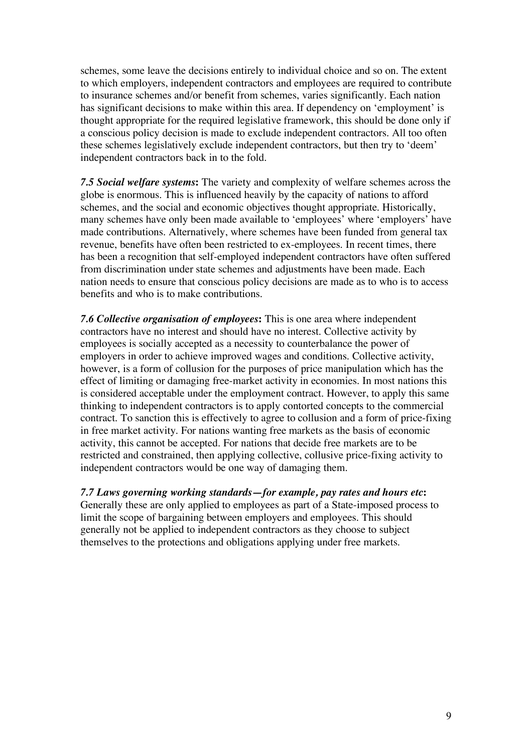schemes, some leave the decisions entirely to individual choice and so on. The extent to which employers, independent contractors and employees are required to contribute to insurance schemes and/or benefit from schemes, varies significantly. Each nation has significant decisions to make within this area. If dependency on 'employment' is thought appropriate for the required legislative framework, this should be done only if a conscious policy decision is made to exclude independent contractors. All too often these schemes legislatively exclude independent contractors, but then try to 'deem' independent contractors back in to the fold.

***7.5 Social welfare systems*:** The variety and complexity of welfare schemes across the globe is enormous. This is influenced heavily by the capacity of nations to afford schemes, and the social and economic objectives thought appropriate. Historically, many schemes have only been made available to 'employees' where 'employers' have made contributions. Alternatively, where schemes have been funded from general tax revenue, benefits have often been restricted to ex-employees. In recent times, there has been a recognition that self-employed independent contractors have often suffered from discrimination under state schemes and adjustments have been made. Each nation needs to ensure that conscious policy decisions are made as to who is to access benefits and who is to make contributions.

***7.6 Collective organisation of employees*:** This is one area where independent contractors have no interest and should have no interest. Collective activity by employees is socially accepted as a necessity to counterbalance the power of employers in order to achieve improved wages and conditions. Collective activity, however, is a form of collusion for the purposes of price manipulation which has the effect of limiting or damaging free-market activity in economies. In most nations this is considered acceptable under the employment contract. However, to apply this same thinking to independent contractors is to apply contorted concepts to the commercial contract. To sanction this is effectively to agree to collusion and a form of price-fixing in free market activity. For nations wanting free markets as the basis of economic activity, this cannot be accepted. For nations that decide free markets are to be restricted and constrained, then applying collective, collusive price-fixing activity to independent contractors would be one way of damaging them.

***7.7 Laws governing working standards—for example, pay rates and hours etc*:** Generally these are only applied to employees as part of a State-imposed process to limit the scope of bargaining between employers and employees. This should generally not be applied to independent contractors as they choose to subject themselves to the protections and obligations applying under free markets.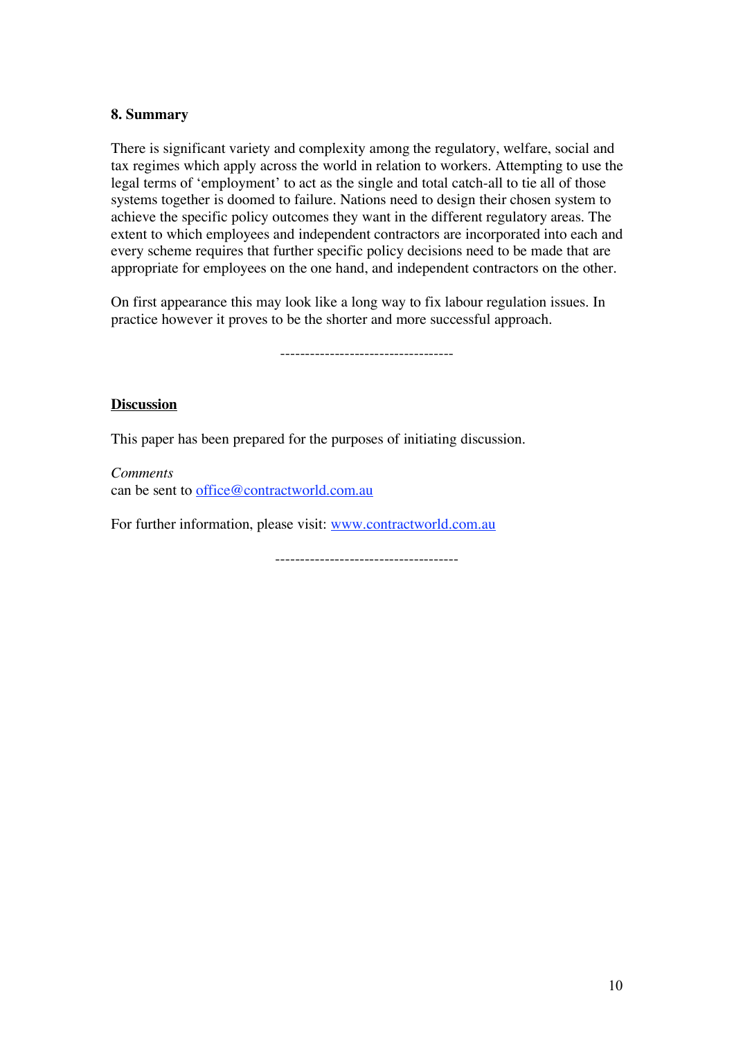## 8. Summary

There is significant variety and complexity among the regulatory, welfare, social and tax regimes which apply across the world in relation to workers. Attempting to use the legal terms of 'employment' to act as the single and total catch-all to tie all of those systems together is doomed to failure. Nations need to design their chosen system to achieve the specific policy outcomes they want in the different regulatory areas. The extent to which employees and independent contractors are incorporated into each and every scheme requires that further specific policy decisions need to be made that are appropriate for employees on the one hand, and independent contractors on the other.

On first appearance this may look like a long way to fix labour regulation issues. In practice however it proves to be the shorter and more successful approach.

-----------------------------------

**Discussion**

This paper has been prepared for the purposes of initiating discussion.

*Comments*
can be sent to office@contractworld.com.au

For further information, please visit: www.contractworld.com.au

-------------------------------------